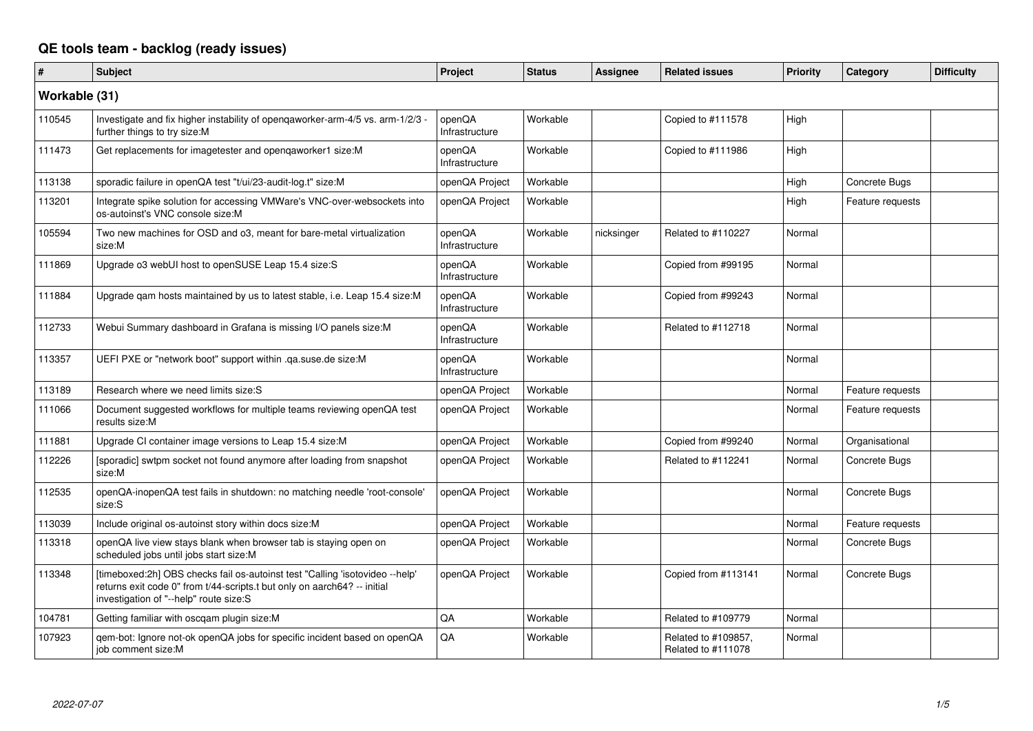# QE tools team - backlog (ready issues)

| # | Subject | Project | Status | Assignee | Related issues | Priority | Category | Difficulty |
|---|---|---|---|---|---|---|---|---|
| **Workable (31)** | | | | | | | | |
| 110545 | Investigate and fix higher instability of openqaworker-arm-4/5 vs. arm-1/2/3 - further things to try size:M | openQA Infrastructure | Workable | | Copied to #111578 | High | | |
| 111473 | Get replacements for imagetester and openqaworker1 size:M | openQA Infrastructure | Workable | | Copied to #111986 | High | | |
| 113138 | sporadic failure in openQA test "t/ui/23-audit-log.t" size:M | openQA Project | Workable | | | High | Concrete Bugs | |
| 113201 | Integrate spike solution for accessing VMWare's VNC-over-websockets into os-autoinst's VNC console size:M | openQA Project | Workable | | | High | Feature requests | |
| 105594 | Two new machines for OSD and o3, meant for bare-metal virtualization size:M | openQA Infrastructure | Workable | nicksinger | Related to #110227 | Normal | | |
| 111869 | Upgrade o3 webUI host to openSUSE Leap 15.4 size:S | openQA Infrastructure | Workable | | Copied from #99195 | Normal | | |
| 111884 | Upgrade qam hosts maintained by us to latest stable, i.e. Leap 15.4 size:M | openQA Infrastructure | Workable | | Copied from #99243 | Normal | | |
| 112733 | Webui Summary dashboard in Grafana is missing I/O panels size:M | openQA Infrastructure | Workable | | Related to #112718 | Normal | | |
| 113357 | UEFI PXE or "network boot" support within .qa.suse.de size:M | openQA Infrastructure | Workable | | | Normal | | |
| 113189 | Research where we need limits size:S | openQA Project | Workable | | | Normal | Feature requests | |
| 111066 | Document suggested workflows for multiple teams reviewing openQA test results size:M | openQA Project | Workable | | | Normal | Feature requests | |
| 111881 | Upgrade CI container image versions to Leap 15.4 size:M | openQA Project | Workable | | Copied from #99240 | Normal | Organisational | |
| 112226 | [sporadic] swtpm socket not found anymore after loading from snapshot size:M | openQA Project | Workable | | Related to #112241 | Normal | Concrete Bugs | |
| 112535 | openQA-inopenQA test fails in shutdown: no matching needle 'root-console' size:S | openQA Project | Workable | | | Normal | Concrete Bugs | |
| 113039 | Include original os-autoinst story within docs size:M | openQA Project | Workable | | | Normal | Feature requests | |
| 113318 | openQA live view stays blank when browser tab is staying open on scheduled jobs until jobs start size:M | openQA Project | Workable | | | Normal | Concrete Bugs | |
| 113348 | [timeboxed:2h] OBS checks fail os-autoinst test "Calling 'isotovideo --help' returns exit code 0" from t/44-scripts.t but only on aarch64? -- initial investigation of "--help" route size:S | openQA Project | Workable | | Copied from #113141 | Normal | Concrete Bugs | |
| 104781 | Getting familiar with oscqam plugin size:M | QA | Workable | | Related to #109779 | Normal | | |
| 107923 | qem-bot: Ignore not-ok openQA jobs for specific incident based on openQA job comment size:M | QA | Workable | | Related to #109857, Related to #111078 | Normal | | |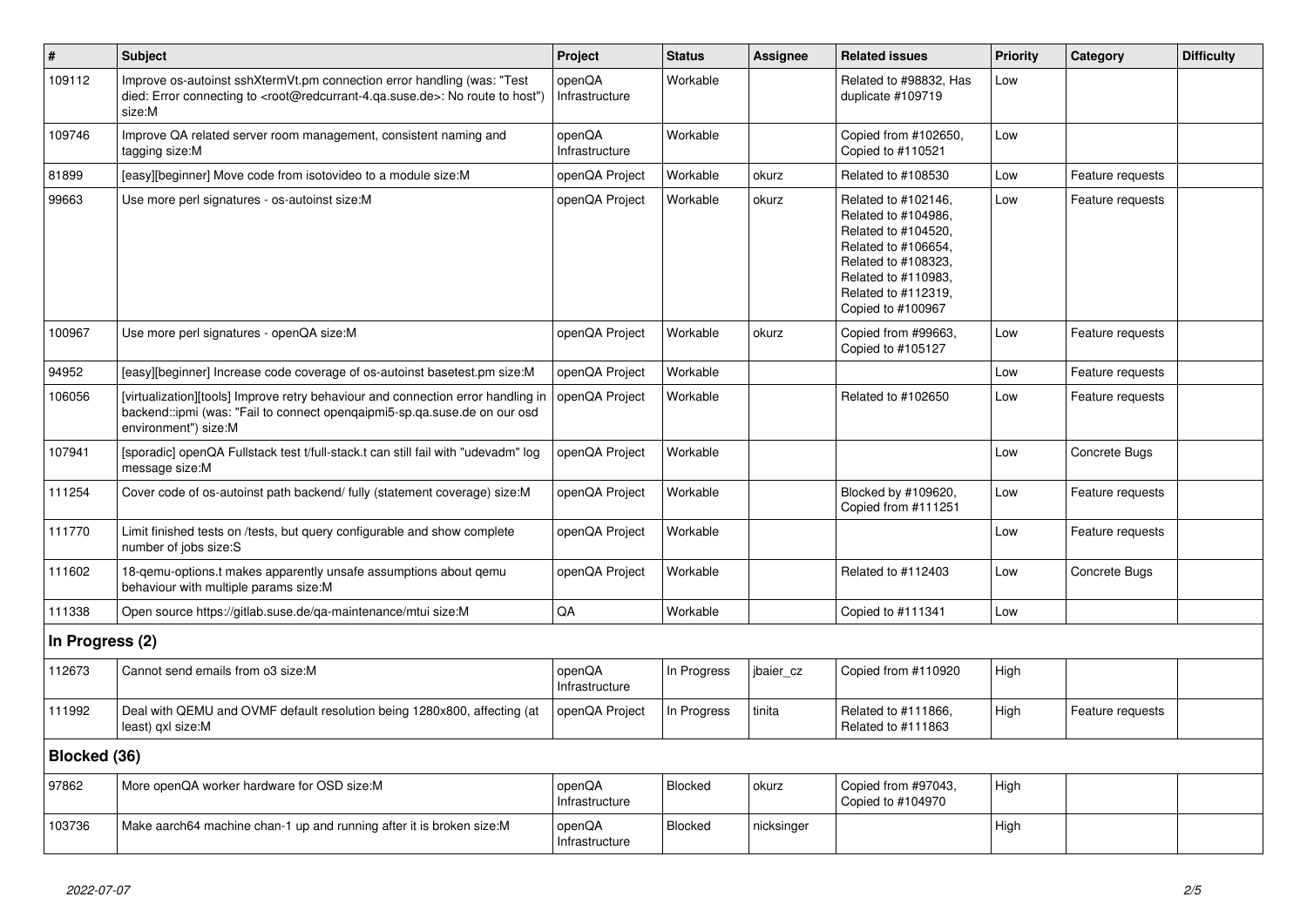| # | Subject | Project | Status | Assignee | Related issues | Priority | Category | Difficulty |
|---|---|---|---|---|---|---|---|---|
| 109112 | Improve os-autoinst sshXtermVt.pm connection error handling (was: "Test died: Error connecting to <root@redcurrant-4.qa.suse.de>: No route to host") size:M | openQA Infrastructure | Workable | | Related to #98832, Has duplicate #109719 | Low | | |
| 109746 | Improve QA related server room management, consistent naming and tagging size:M | openQA Infrastructure | Workable | | Copied from #102650, Copied to #110521 | Low | | |
| 81899 | [easy][beginner] Move code from isotovideo to a module size:M | openQA Project | Workable | okurz | Related to #108530 | Low | Feature requests | |
| 99663 | Use more perl signatures - os-autoinst size:M | openQA Project | Workable | okurz | Related to #102146, Related to #104986, Related to #104520, Related to #106654, Related to #108323, Related to #110983, Related to #112319, Copied to #100967 | Low | Feature requests | |
| 100967 | Use more perl signatures - openQA size:M | openQA Project | Workable | okurz | Copied from #99663, Copied to #105127 | Low | Feature requests | |
| 94952 | [easy][beginner] Increase code coverage of os-autoinst basetest.pm size:M | openQA Project | Workable | | | Low | Feature requests | |
| 106056 | [virtualization][tools] Improve retry behaviour and connection error handling in backend::ipmi (was: "Fail to connect openqaipmi5-sp.qa.suse.de on our osd environment") size:M | openQA Project | Workable | | Related to #102650 | Low | Feature requests | |
| 107941 | [sporadic] openQA Fullstack test t/full-stack.t can still fail with "udevadm" log message size:M | openQA Project | Workable | | | Low | Concrete Bugs | |
| 111254 | Cover code of os-autoinst path backend/ fully (statement coverage) size:M | openQA Project | Workable | | Blocked by #109620, Copied from #111251 | Low | Feature requests | |
| 111770 | Limit finished tests on /tests, but query configurable and show complete number of jobs size:S | openQA Project | Workable | | | Low | Feature requests | |
| 111602 | 18-qemu-options.t makes apparently unsafe assumptions about qemu behaviour with multiple params size:M | openQA Project | Workable | | Related to #112403 | Low | Concrete Bugs | |
| 111338 | Open source https://gitlab.suse.de/qa-maintenance/mtui size:M | QA | Workable | | Copied to #111341 | Low | | |
| **In Progress (2)** | | | | | | | | |
| 112673 | Cannot send emails from o3 size:M | openQA Infrastructure | In Progress | jbaier_cz | Copied from #110920 | High | | |
| 111992 | Deal with QEMU and OVMF default resolution being 1280x800, affecting (at least) qxl size:M | openQA Project | In Progress | tinita | Related to #111866, Related to #111863 | High | Feature requests | |
| **Blocked (36)** | | | | | | | | |
| 97862 | More openQA worker hardware for OSD size:M | openQA Infrastructure | Blocked | okurz | Copied from #97043, Copied to #104970 | High | | |
| 103736 | Make aarch64 machine chan-1 up and running after it is broken size:M | openQA Infrastructure | Blocked | nicksinger | | High | | |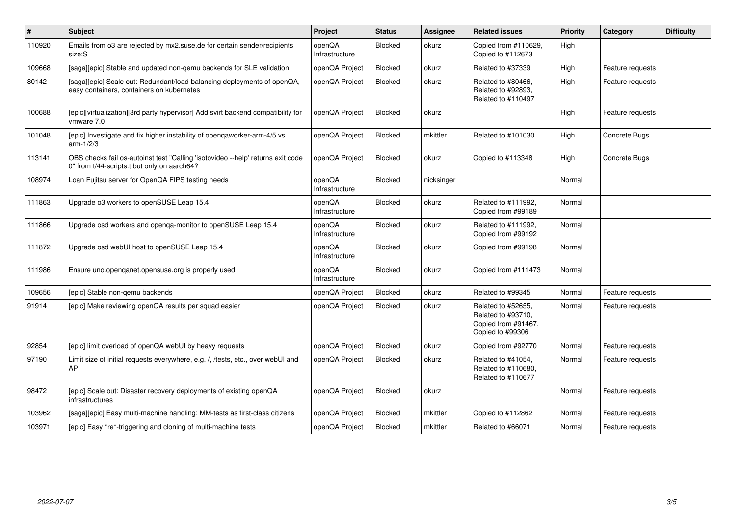| # | Subject | Project | Status | Assignee | Related issues | Priority | Category | Difficulty |
|---|---|---|---|---|---|---|---|---|
| 110920 | Emails from o3 are rejected by mx2.suse.de for certain sender/recipients size:S | openQA Infrastructure | Blocked | okurz | Copied from #110629, Copied to #112673 | High | | |
| 109668 | [saga][epic] Stable and updated non-qemu backends for SLE validation | openQA Project | Blocked | okurz | Related to #37339 | High | Feature requests | |
| 80142 | [saga][epic] Scale out: Redundant/load-balancing deployments of openQA, easy containers, containers on kubernetes | openQA Project | Blocked | okurz | Related to #80466, Related to #92893, Related to #110497 | High | Feature requests | |
| 100688 | [epic][virtualization][3rd party hypervisor] Add svirt backend compatibility for vmware 7.0 | openQA Project | Blocked | okurz | | High | Feature requests | |
| 101048 | [epic] Investigate and fix higher instability of openqaworker-arm-4/5 vs. arm-1/2/3 | openQA Project | Blocked | mkittler | Related to #101030 | High | Concrete Bugs | |
| 113141 | OBS checks fail os-autoinst test "Calling 'isotovideo --help' returns exit code 0" from t/44-scripts.t but only on aarch64? | openQA Project | Blocked | okurz | Copied to #113348 | High | Concrete Bugs | |
| 108974 | Loan Fujitsu server for OpenQA FIPS testing needs | openQA Infrastructure | Blocked | nicksinger | | Normal | | |
| 111863 | Upgrade o3 workers to openSUSE Leap 15.4 | openQA Infrastructure | Blocked | okurz | Related to #111992, Copied from #99189 | Normal | | |
| 111866 | Upgrade osd workers and openqa-monitor to openSUSE Leap 15.4 | openQA Infrastructure | Blocked | okurz | Related to #111992, Copied from #99192 | Normal | | |
| 111872 | Upgrade osd webUI host to openSUSE Leap 15.4 | openQA Infrastructure | Blocked | okurz | Copied from #99198 | Normal | | |
| 111986 | Ensure uno.openqanet.opensuse.org is properly used | openQA Infrastructure | Blocked | okurz | Copied from #111473 | Normal | | |
| 109656 | [epic] Stable non-qemu backends | openQA Project | Blocked | okurz | Related to #99345 | Normal | Feature requests | |
| 91914 | [epic] Make reviewing openQA results per squad easier | openQA Project | Blocked | okurz | Related to #52655, Related to #93710, Copied from #91467, Copied to #99306 | Normal | Feature requests | |
| 92854 | [epic] limit overload of openQA webUI by heavy requests | openQA Project | Blocked | okurz | Copied from #92770 | Normal | Feature requests | |
| 97190 | Limit size of initial requests everywhere, e.g. /, /tests, etc., over webUI and API | openQA Project | Blocked | okurz | Related to #41054, Related to #110680, Related to #110677 | Normal | Feature requests | |
| 98472 | [epic] Scale out: Disaster recovery deployments of existing openQA infrastructures | openQA Project | Blocked | okurz | | Normal | Feature requests | |
| 103962 | [saga][epic] Easy multi-machine handling: MM-tests as first-class citizens | openQA Project | Blocked | mkittler | Copied to #112862 | Normal | Feature requests | |
| 103971 | [epic] Easy *re*-triggering and cloning of multi-machine tests | openQA Project | Blocked | mkittler | Related to #66071 | Normal | Feature requests | |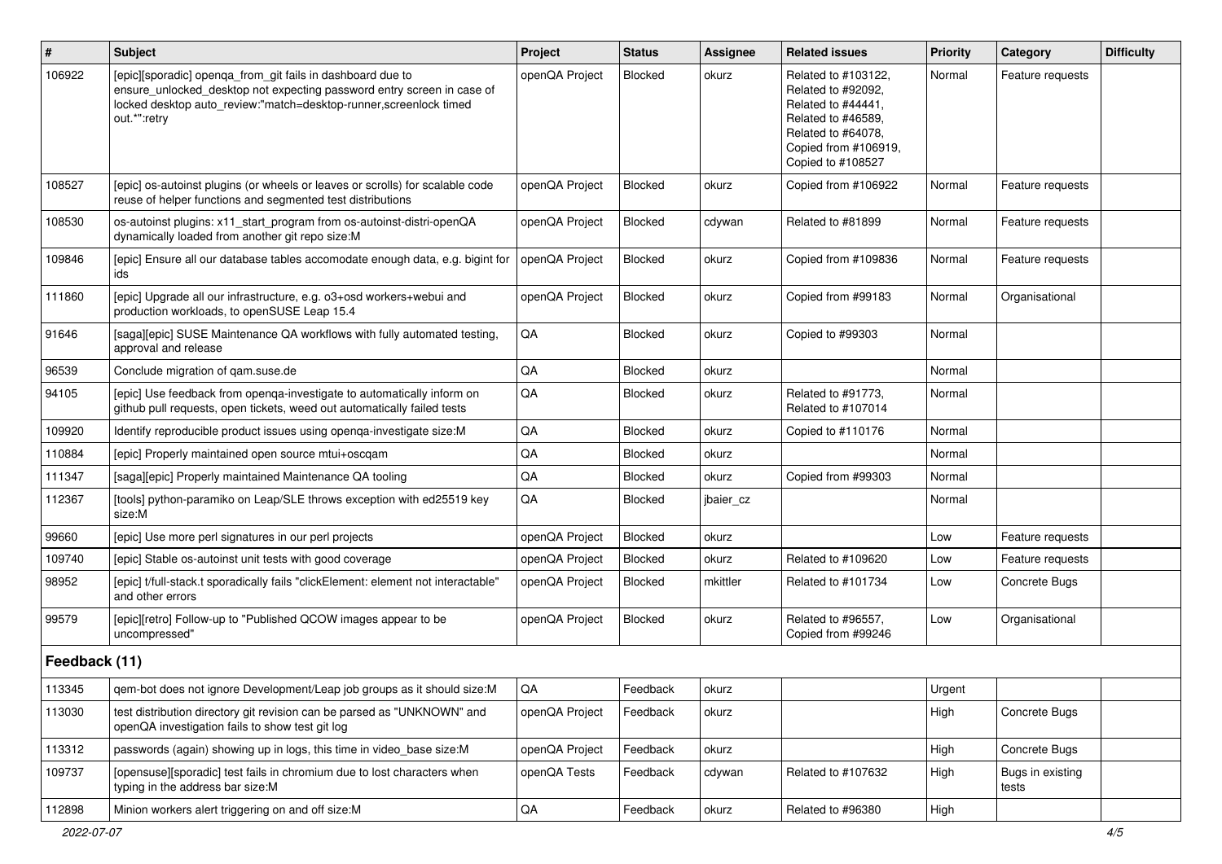| # | Subject | Project | Status | Assignee | Related issues | Priority | Category | Difficulty |
|---|---|---|---|---|---|---|---|---|
| 106922 | [epic][sporadic] openqa_from_git fails in dashboard due to ensure_unlocked_desktop not expecting password entry screen in case of locked desktop auto_review:"match=desktop-runner,screenlock timed out.*":retry | openQA Project | Blocked | okurz | Related to #103122, Related to #92092, Related to #44441, Related to #46589, Related to #64078, Copied from #106919, Copied to #108527 | Normal | Feature requests | |
| 108527 | [epic] os-autoinst plugins (or wheels or leaves or scrolls) for scalable code reuse of helper functions and segmented test distributions | openQA Project | Blocked | okurz | Copied from #106922 | Normal | Feature requests | |
| 108530 | os-autoinst plugins: x11_start_program from os-autoinst-distri-openQA dynamically loaded from another git repo size:M | openQA Project | Blocked | cdywan | Related to #81899 | Normal | Feature requests | |
| 109846 | [epic] Ensure all our database tables accomodate enough data, e.g. bigint for ids | openQA Project | Blocked | okurz | Copied from #109836 | Normal | Feature requests | |
| 111860 | [epic] Upgrade all our infrastructure, e.g. o3+osd workers+webui and production workloads, to openSUSE Leap 15.4 | openQA Project | Blocked | okurz | Copied from #99183 | Normal | Organisational | |
| 91646 | [saga][epic] SUSE Maintenance QA workflows with fully automated testing, approval and release | QA | Blocked | okurz | Copied to #99303 | Normal | | |
| 96539 | Conclude migration of qam.suse.de | QA | Blocked | okurz | | Normal | | |
| 94105 | [epic] Use feedback from openqa-investigate to automatically inform on github pull requests, open tickets, weed out automatically failed tests | QA | Blocked | okurz | Related to #91773, Related to #107014 | Normal | | |
| 109920 | Identify reproducible product issues using openqa-investigate size:M | QA | Blocked | okurz | Copied to #110176 | Normal | | |
| 110884 | [epic] Properly maintained open source mtui+oscqam | QA | Blocked | okurz | | Normal | | |
| 111347 | [saga][epic] Properly maintained Maintenance QA tooling | QA | Blocked | okurz | Copied from #99303 | Normal | | |
| 112367 | [tools] python-paramiko on Leap/SLE throws exception with ed25519 key size:M | QA | Blocked | jbaier_cz | | Normal | | |
| 99660 | [epic] Use more perl signatures in our perl projects | openQA Project | Blocked | okurz | | Low | Feature requests | |
| 109740 | [epic] Stable os-autoinst unit tests with good coverage | openQA Project | Blocked | okurz | Related to #109620 | Low | Feature requests | |
| 98952 | [epic] t/full-stack.t sporadically fails "clickElement: element not interactable" and other errors | openQA Project | Blocked | mkittler | Related to #101734 | Low | Concrete Bugs | |
| 99579 | [epic][retro] Follow-up to "Published QCOW images appear to be uncompressed" | openQA Project | Blocked | okurz | Related to #96557, Copied from #99246 | Low | Organisational | |
| **Feedback (11)** | | | | | | | | |
| 113345 | qem-bot does not ignore Development/Leap job groups as it should size:M | QA | Feedback | okurz | | Urgent | | |
| 113030 | test distribution directory git revision can be parsed as "UNKNOWN" and openQA investigation fails to show test git log | openQA Project | Feedback | okurz | | High | Concrete Bugs | |
| 113312 | passwords (again) showing up in logs, this time in video_base size:M | openQA Project | Feedback | okurz | | High | Concrete Bugs | |
| 109737 | [opensuse][sporadic] test fails in chromium due to lost characters when typing in the address bar size:M | openQA Tests | Feedback | cdywan | Related to #107632 | High | Bugs in existing tests | |
| 112898 | Minion workers alert triggering on and off size:M | QA | Feedback | okurz | Related to #96380 | High | | |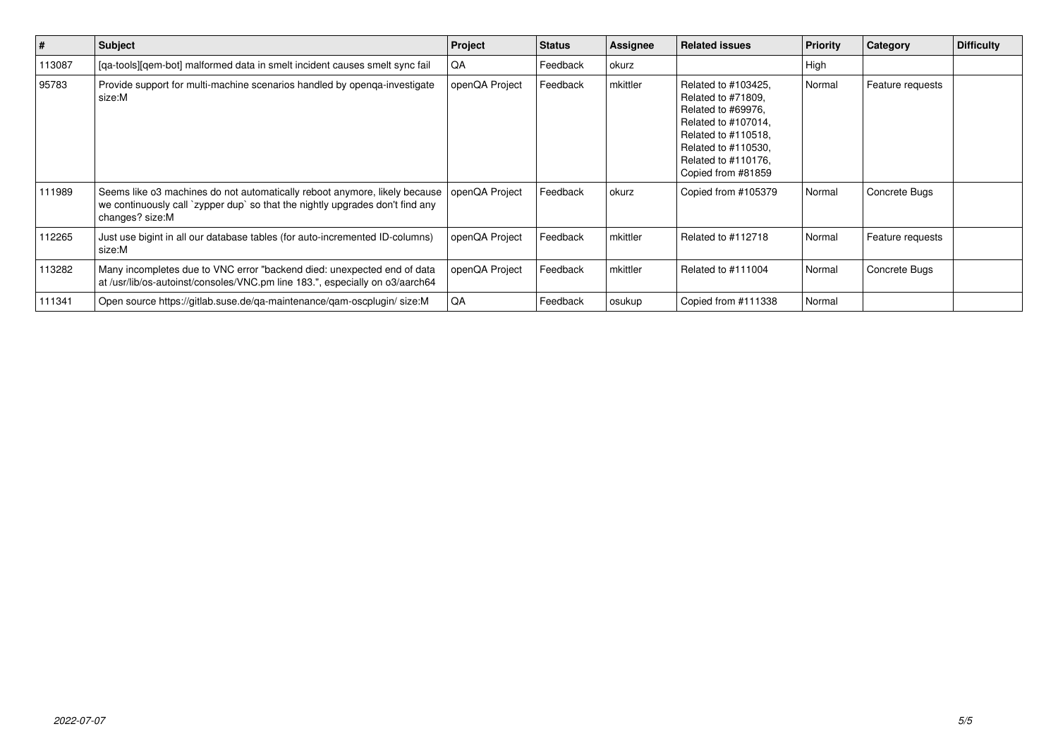| # | Subject | Project | Status | Assignee | Related issues | Priority | Category | Difficulty |
|---|---|---|---|---|---|---|---|---|
| 113087 | [qa-tools][qem-bot] malformed data in smelt incident causes smelt sync fail | QA | Feedback | okurz | | High | | |
| 95783 | Provide support for multi-machine scenarios handled by openqa-investigate size:M | openQA Project | Feedback | mkittler | Related to #103425, Related to #71809, Related to #69976, Related to #107014, Related to #110518, Related to #110530, Related to #110176, Copied from #81859 | Normal | Feature requests | |
| 111989 | Seems like o3 machines do not automatically reboot anymore, likely because we continuously call `zypper dup` so that the nightly upgrades don't find any changes? size:M | openQA Project | Feedback | okurz | Copied from #105379 | Normal | Concrete Bugs | |
| 112265 | Just use bigint in all our database tables (for auto-incremented ID-columns) size:M | openQA Project | Feedback | mkittler | Related to #112718 | Normal | Feature requests | |
| 113282 | Many incompletes due to VNC error "backend died: unexpected end of data at /usr/lib/os-autoinst/consoles/VNC.pm line 183.", especially on o3/aarch64 | openQA Project | Feedback | mkittler | Related to #111004 | Normal | Concrete Bugs | |
| 111341 | Open source https://gitlab.suse.de/qa-maintenance/qam-oscplugin/ size:M | QA | Feedback | osukup | Copied from #111338 | Normal | | |

*2022-07-07*